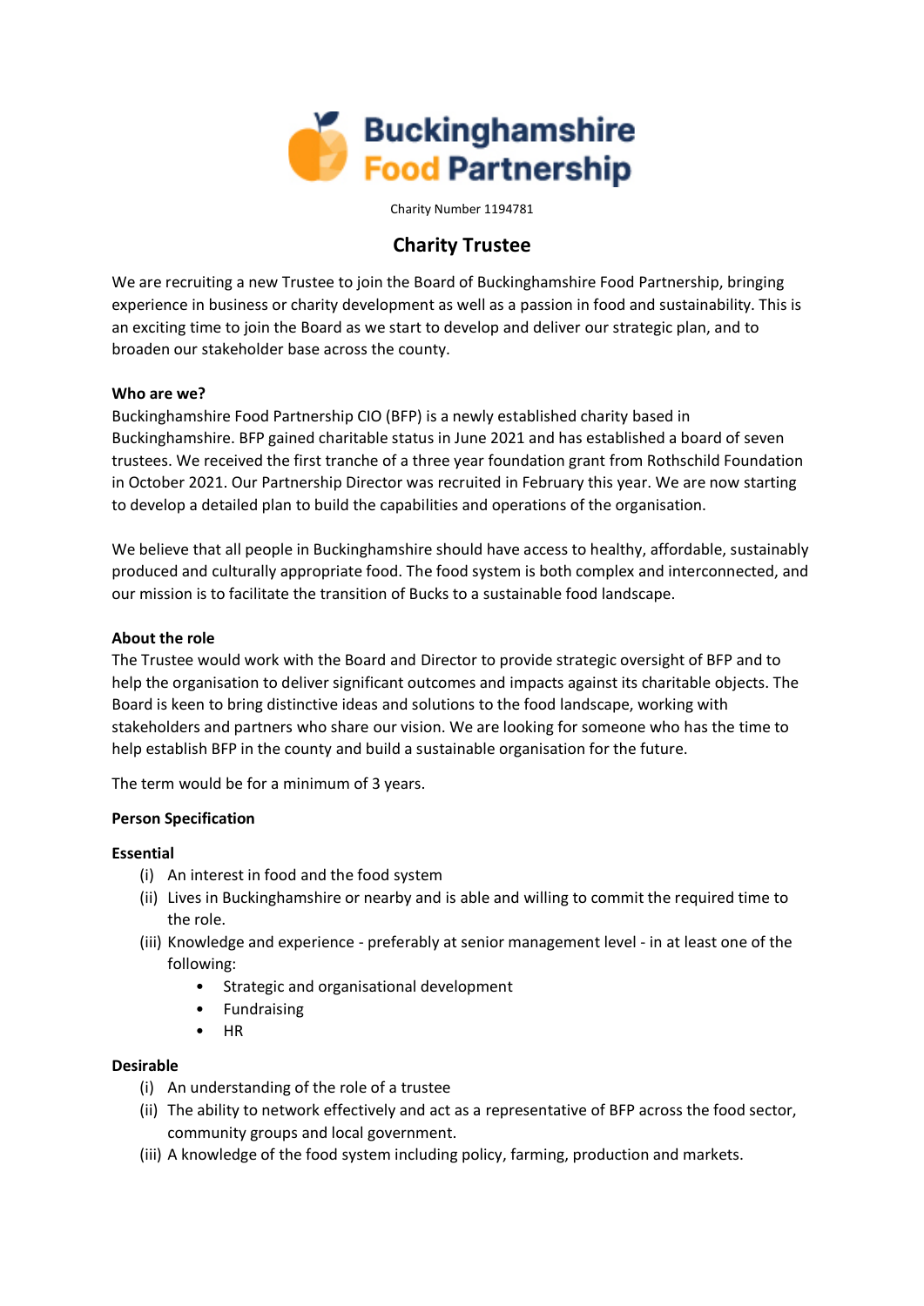Buckinghamshire Food Partnership

Charity Number 1194781

# Charity Trustee

We are recruiting a new Trustee to join the Board of Buckinghamshire Food Partnership, bringing experience in business or charity development as well as a passion in food and sustainability. This is an exciting time to join the Board as we start to develop and deliver our strategic plan, and to broaden our stakeholder base across the county.

**Who are we?**

Buckinghamshire Food Partnership CIO (BFP) is a newly established charity based in Buckinghamshire. BFP gained charitable status in June 2021 and has established a board of seven trustees. We received the first tranche of a three year foundation grant from Rothschild Foundation in October 2021. Our Partnership Director was recruited in February this year. We are now starting to develop a detailed plan to build the capabilities and operations of the organisation.

We believe that all people in Buckinghamshire should have access to healthy, affordable, sustainably produced and culturally appropriate food. The food system is both complex and interconnected, and our mission is to facilitate the transition of Bucks to a sustainable food landscape.

**About the role**

The Trustee would work with the Board and Director to provide strategic oversight of BFP and to help the organisation to deliver significant outcomes and impacts against its charitable objects. The Board is keen to bring distinctive ideas and solutions to the food landscape, working with stakeholders and partners who share our vision. We are looking for someone who has the time to help establish BFP in the county and build a sustainable organisation for the future.

The term would be for a minimum of 3 years.

**Person Specification**

**Essential**

(i) An interest in food and the food system

(ii) Lives in Buckinghamshire or nearby and is able and willing to commit the required time to the role.

(iii) Knowledge and experience - preferably at senior management level - in at least one of the following:

- Strategic and organisational development
- Fundraising
- HR

**Desirable**

(i) An understanding of the role of a trustee

(ii) The ability to network effectively and act as a representative of BFP across the food sector, community groups and local government.

(iii) A knowledge of the food system including policy, farming, production and markets.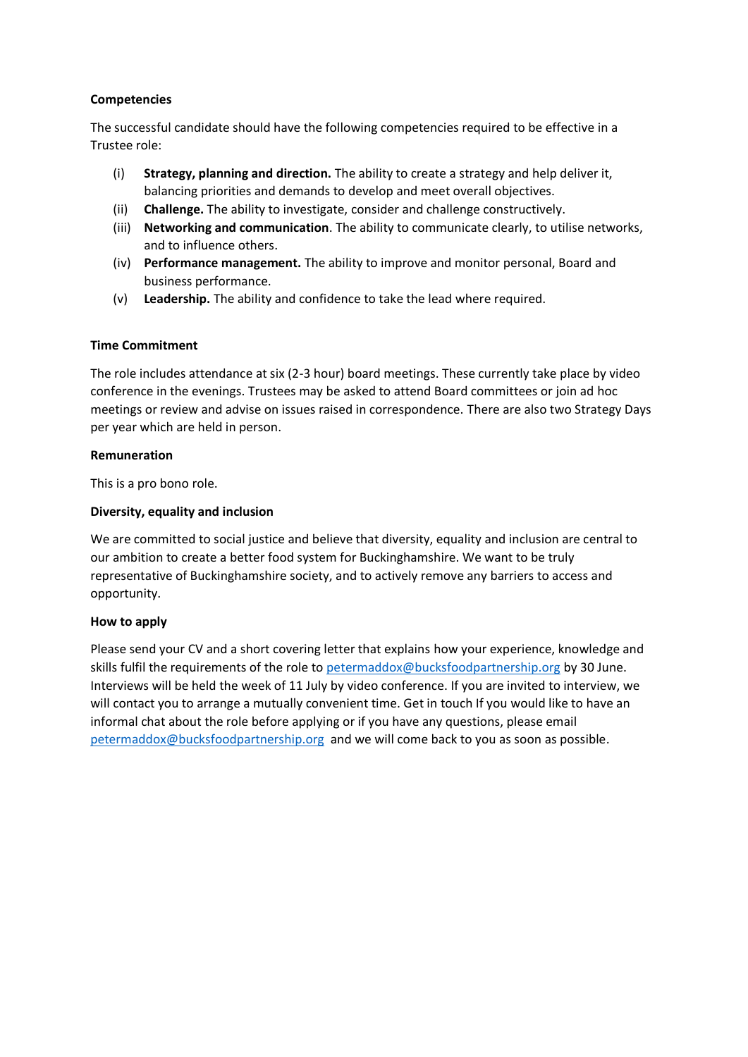**Competencies**

The successful candidate should have the following competencies required to be effective in a Trustee role:

(i) **Strategy, planning and direction.** The ability to create a strategy and help deliver it, balancing priorities and demands to develop and meet overall objectives.
(ii) **Challenge.** The ability to investigate, consider and challenge constructively.
(iii) **Networking and communication**. The ability to communicate clearly, to utilise networks, and to influence others.
(iv) **Performance management.** The ability to improve and monitor personal, Board and business performance.
(v) **Leadership.** The ability and confidence to take the lead where required.

**Time Commitment**

The role includes attendance at six (2-3 hour) board meetings. These currently take place by video conference in the evenings. Trustees may be asked to attend Board committees or join ad hoc meetings or review and advise on issues raised in correspondence. There are also two Strategy Days per year which are held in person.

**Remuneration**

This is a pro bono role.

**Diversity, equality and inclusion**

We are committed to social justice and believe that diversity, equality and inclusion are central to our ambition to create a better food system for Buckinghamshire. We want to be truly representative of Buckinghamshire society, and to actively remove any barriers to access and opportunity.

**How to apply**

Please send your CV and a short covering letter that explains how your experience, knowledge and skills fulfil the requirements of the role to petermaddox@bucksfoodpartnership.org by 30 June. Interviews will be held the week of 11 July by video conference. If you are invited to interview, we will contact you to arrange a mutually convenient time. Get in touch If you would like to have an informal chat about the role before applying or if you have any questions, please email petermaddox@bucksfoodpartnership.org and we will come back to you as soon as possible.